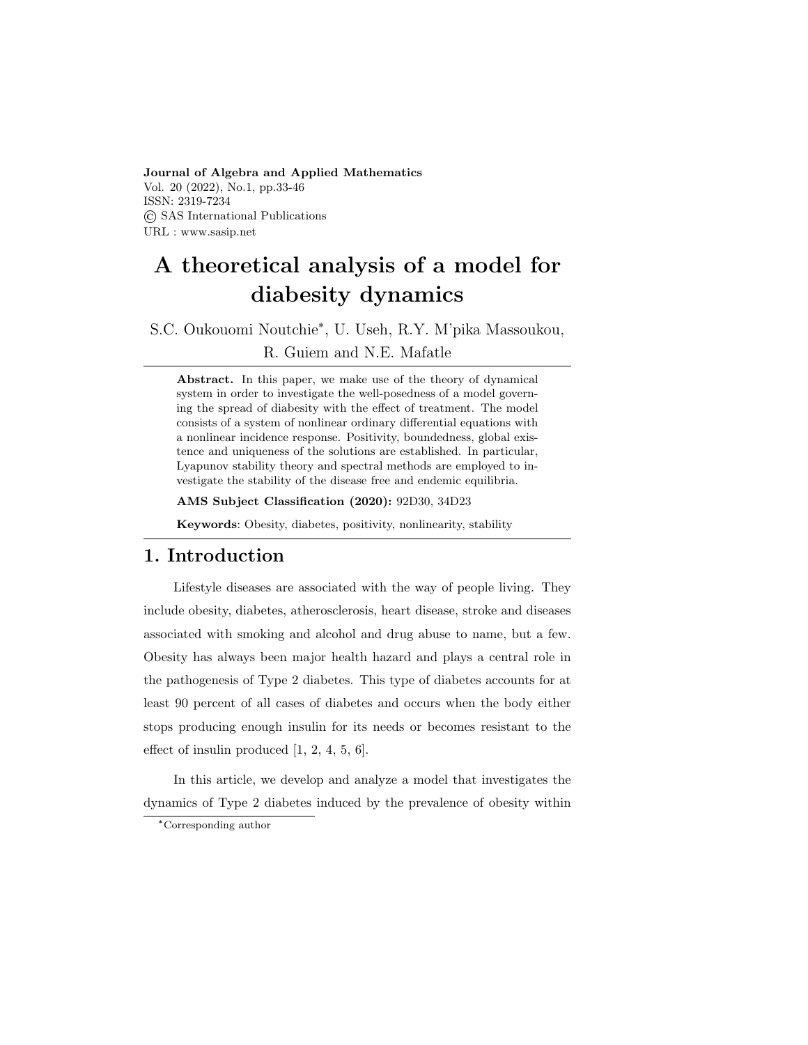# A theoretical analysis of a model for diabesity dynamics

S.C. Oukouomi Noutchie*, U. Useh, R.Y. M'pika Massoukou, R. Guiem and N.E. Mafatle

**Abstract.** In this paper, we make use of the theory of dynamical system in order to investigate the well-posedness of a model governing the spread of diabesity with the effect of treatment. The model consists of a system of nonlinear ordinary differential equations with a nonlinear incidence response. Positivity, boundedness, global existence and uniqueness of the solutions are established. In particular, Lyapunov stability theory and spectral methods are employed to investigate the stability of the disease free and endemic equilibria.

**AMS Subject Classification (2020):** 92D30, 34D23

**Keywords**: Obesity, diabetes, positivity, nonlinearity, stability

## 1. Introduction

Lifestyle diseases are associated with the way of people living. They include obesity, diabetes, atherosclerosis, heart disease, stroke and diseases associated with smoking and alcohol and drug abuse to name, but a few. Obesity has always been major health hazard and plays a central role in the pathogenesis of Type 2 diabetes. This type of diabetes accounts for at least 90 percent of all cases of diabetes and occurs when the body either stops producing enough insulin for its needs or becomes resistant to the effect of insulin produced [1, 2, 4, 5, 6].

In this article, we develop and analyze a model that investigates the dynamics of Type 2 diabetes induced by the prevalence of obesity within

*Corresponding author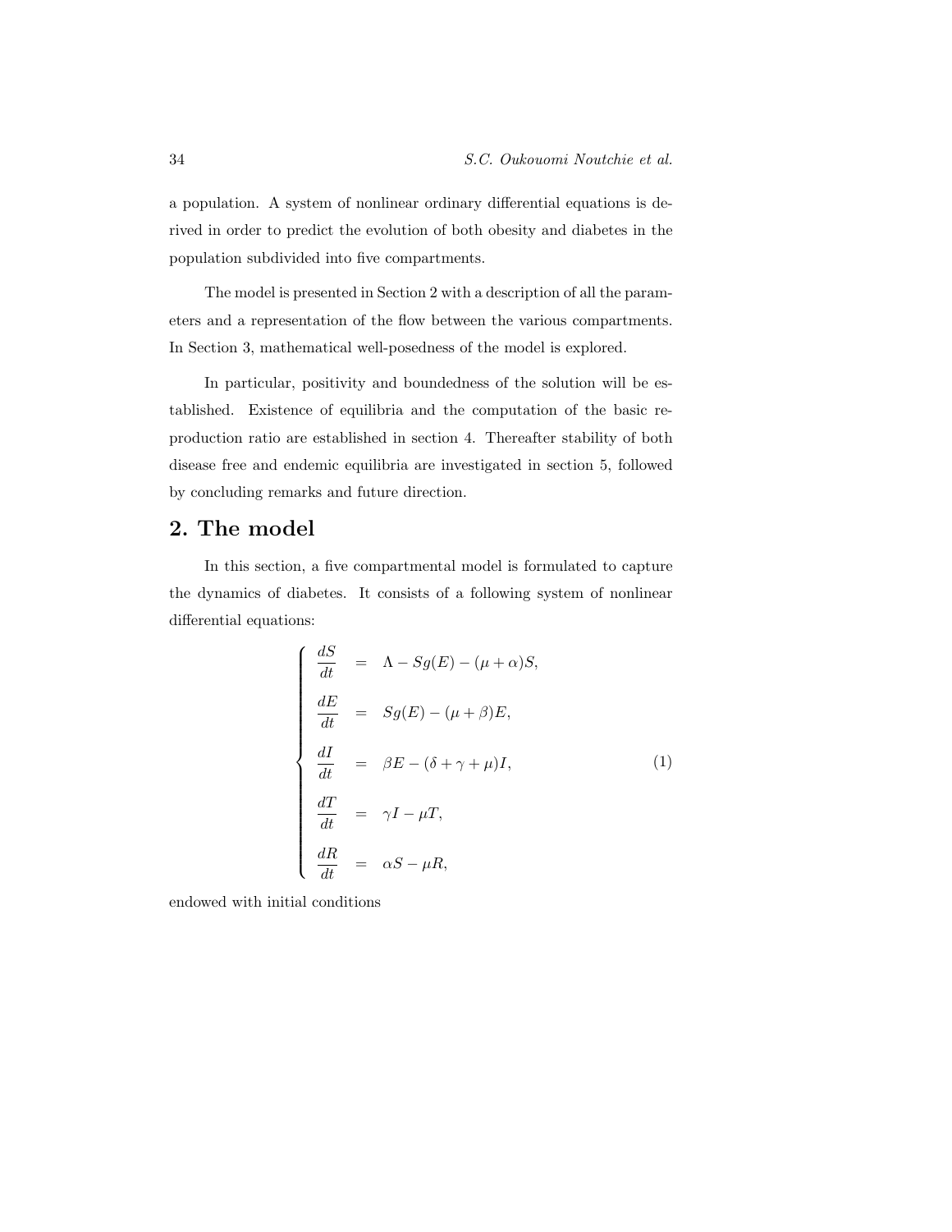a population. A system of nonlinear ordinary differential equations is derived in order to predict the evolution of both obesity and diabetes in the population subdivided into five compartments.

The model is presented in Section 2 with a description of all the parameters and a representation of the flow between the various compartments. In Section 3, mathematical well-posedness of the model is explored.

In particular, positivity and boundedness of the solution will be established. Existence of equilibria and the computation of the basic reproduction ratio are established in section 4. Thereafter stability of both disease free and endemic equilibria are investigated in section 5, followed by concluding remarks and future direction.

## 2. The model

In this section, a five compartmental model is formulated to capture the dynamics of diabetes. It consists of a following system of nonlinear differential equations:

$$
\left\{
\begin{array}{lcl}
\dfrac{dS}{dt} & = & \Lambda - Sg(E) - (\mu + \alpha)S, \\[2mm]
\dfrac{dE}{dt} & = & Sg(E) - (\mu + \beta)E, \\[2mm]
\dfrac{dI}{dt} & = & \beta E - (\delta + \gamma + \mu)I, \\[2mm]
\dfrac{dT}{dt} & = & \gamma I - \mu T, \\[2mm]
\dfrac{dR}{dt} & = & \alpha S - \mu R,
\end{array}
\right.
\tag{1}
$$

endowed with initial conditions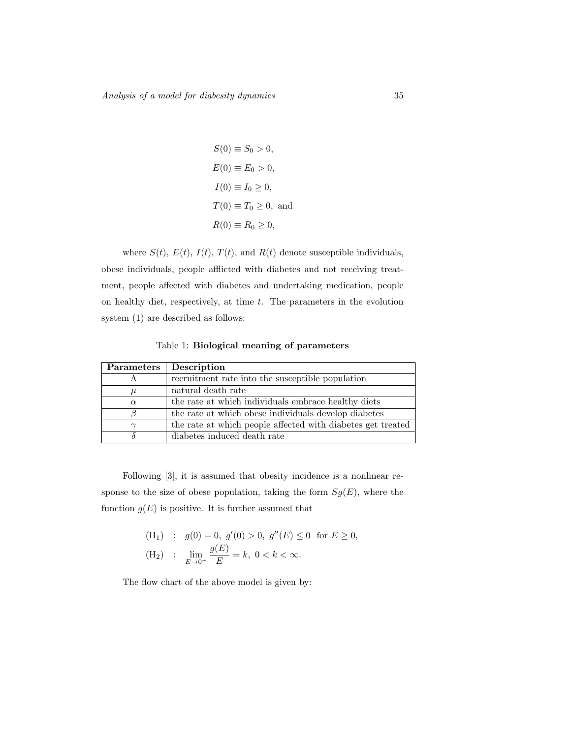$$
\begin{aligned}
S(0) &\equiv S_0 > 0, \\
E(0) &\equiv E_0 > 0, \\
I(0) &\equiv I_0 \geq 0, \\
T(0) &\equiv T_0 \geq 0, \text{ and} \\
R(0) &\equiv R_0 \geq 0,
\end{aligned}
$$

where $S(t)$, $E(t)$, $I(t)$, $T(t)$, and $R(t)$ denote susceptible individuals, obese individuals, people afflicted with diabetes and not receiving treatment, people affected with diabetes and undertaking medication, people on healthy diet, respectively, at time $t$. The parameters in the evolution system (1) are described as follows:

Table 1: **Biological meaning of parameters**

| Parameters | Description |
|---|---|
| $\Lambda$ | recruitment rate into the susceptible population |
| $\mu$ | natural death rate |
| $\alpha$ | the rate at which individuals embrace healthy diets |
| $\beta$ | the rate at which obese individuals develop diabetes |
| $\gamma$ | the rate at which people affected with diabetes get treated |
| $\delta$ | diabetes induced death rate |

Following [3], it is assumed that obesity incidence is a nonlinear response to the size of obese population, taking the form $Sg(E)$, where the function $g(E)$ is positive. It is further assumed that

$$
\begin{aligned}
(\mathrm{H}_1) \quad &: \quad g(0) = 0, \; g'(0) > 0, \; g''(E) \leq 0 \;\; \text{for } E \geq 0, \\
(\mathrm{H}_2) \quad &: \quad \lim_{E \to 0^+} \frac{g(E)}{E} = k, \; 0 < k < \infty.
\end{aligned}
$$

The flow chart of the above model is given by: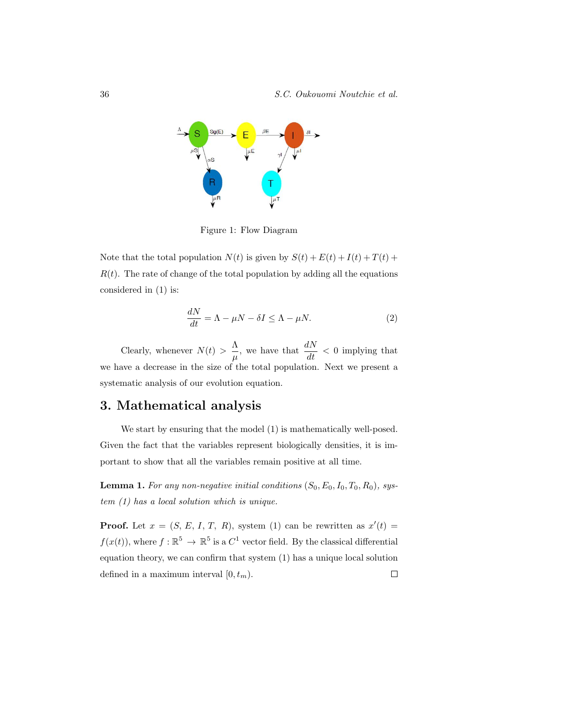Figure 1: Flow Diagram

Note that the total population $N(t)$ is given by $S(t) + E(t) + I(t) + T(t) + R(t)$. The rate of change of the total population by adding all the equations considered in (1) is:

$$\frac{dN}{dt} = \Lambda - \mu N - \delta I \leq \Lambda - \mu N. \tag{2}$$

Clearly, whenever $N(t) > \dfrac{\Lambda}{\mu}$, we have that $\dfrac{dN}{dt} < 0$ implying that we have a decrease in the size of the total population. Next we present a systematic analysis of our evolution equation.

## 3. Mathematical analysis

We start by ensuring that the model (1) is mathematically well-posed. Given the fact that the variables represent biologically densities, it is important to show that all the variables remain positive at all time.

**Lemma 1.** *For any non-negative initial conditions* $(S_0, E_0, I_0, T_0, R_0)$*, system (1) has a local solution which is unique.*

**Proof.** Let $x = (S, E, I, T, R)$, system (1) can be rewritten as $x'(t) = f(x(t))$, where $f : \mathbb{R}^5 \to \mathbb{R}^5$ is a $C^1$ vector field. By the classical differential equation theory, we can confirm that system (1) has a unique local solution defined in a maximum interval $[0, t_m)$. □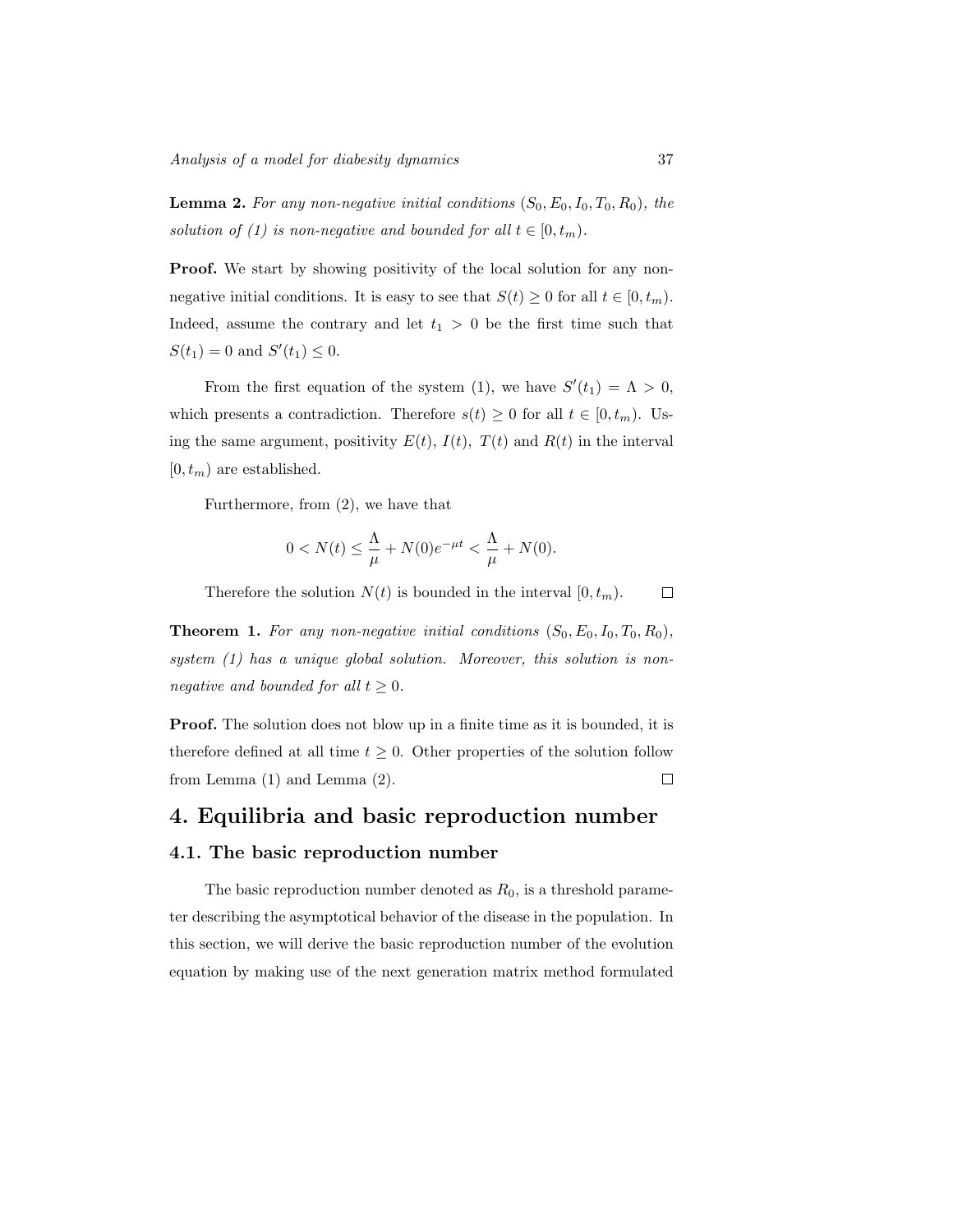**Lemma 2.** *For any non-negative initial conditions $(S_0, E_0, I_0, T_0, R_0)$, the solution of (1) is non-negative and bounded for all $t \in [0, t_m)$.*

**Proof.** We start by showing positivity of the local solution for any non-negative initial conditions. It is easy to see that $S(t) \geq 0$ for all $t \in [0, t_m)$. Indeed, assume the contrary and let $t_1 > 0$ be the first time such that $S(t_1) = 0$ and $S'(t_1) \leq 0$.

From the first equation of the system (1), we have $S'(t_1) = \Lambda > 0$, which presents a contradiction. Therefore $s(t) \geq 0$ for all $t \in [0, t_m)$. Using the same argument, positivity $E(t)$, $I(t)$, $T(t)$ and $R(t)$ in the interval $[0, t_m)$ are established.

Furthermore, from (2), we have that

$$0 < N(t) \leq \frac{\Lambda}{\mu} + N(0)e^{-\mu t} < \frac{\Lambda}{\mu} + N(0).$$

Therefore the solution $N(t)$ is bounded in the interval $[0, t_m)$. $\square$

**Theorem 1.** *For any non-negative initial conditions $(S_0, E_0, I_0, T_0, R_0)$, system (1) has a unique global solution. Moreover, this solution is non-negative and bounded for all $t \geq 0$.*

**Proof.** The solution does not blow up in a finite time as it is bounded, it is therefore defined at all time $t \geq 0$. Other properties of the solution follow from Lemma (1) and Lemma (2). $\square$

# 4. Equilibria and basic reproduction number

## 4.1. The basic reproduction number

The basic reproduction number denoted as $R_0$, is a threshold parameter describing the asymptotical behavior of the disease in the population. In this section, we will derive the basic reproduction number of the evolution equation by making use of the next generation matrix method formulated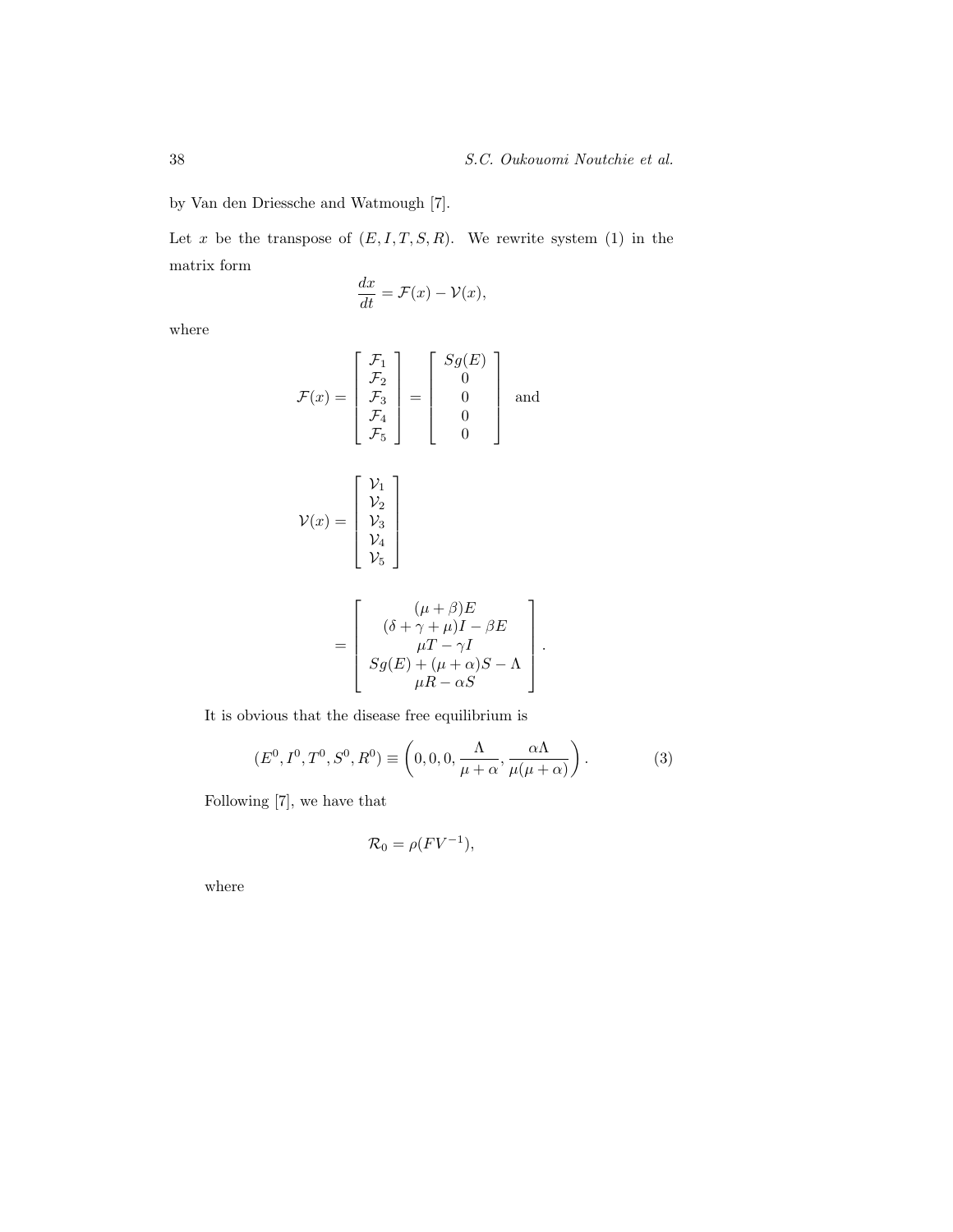by Van den Driessche and Watmough [7].

Let $x$ be the transpose of $(E, I, T, S, R)$. We rewrite system (1) in the matrix form

$$\frac{dx}{dt} = \mathcal{F}(x) - \mathcal{V}(x),$$

where

$$\mathcal{F}(x) = \begin{bmatrix} \mathcal{F}_1 \\ \mathcal{F}_2 \\ \mathcal{F}_3 \\ \mathcal{F}_4 \\ \mathcal{F}_5 \end{bmatrix} = \begin{bmatrix} Sg(E) \\ 0 \\ 0 \\ 0 \\ 0 \end{bmatrix} \quad \text{and}$$

$$\mathcal{V}(x) = \begin{bmatrix} \mathcal{V}_1 \\ \mathcal{V}_2 \\ \mathcal{V}_3 \\ \mathcal{V}_4 \\ \mathcal{V}_5 \end{bmatrix}$$

$$= \begin{bmatrix} (\mu+\beta)E \\ (\delta+\gamma+\mu)I - \beta E \\ \mu T - \gamma I \\ Sg(E) + (\mu+\alpha)S - \Lambda \\ \mu R - \alpha S \end{bmatrix}.$$

It is obvious that the disease free equilibrium is

$$(E^0, I^0, T^0, S^0, R^0) \equiv \left(0, 0, 0, \frac{\Lambda}{\mu+\alpha}, \frac{\alpha\Lambda}{\mu(\mu+\alpha)}\right). \tag{3}$$

Following [7], we have that

$$\mathcal{R}_0 = \rho(FV^{-1}),$$

where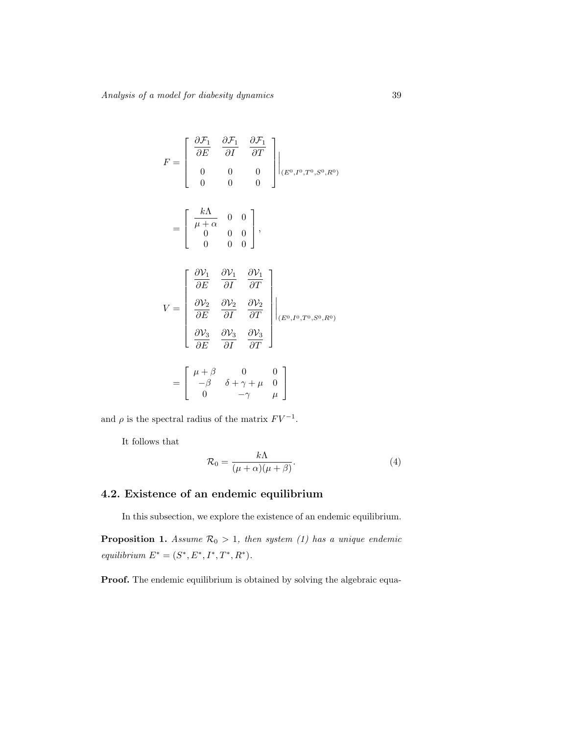$$
F = \left[ \begin{array}{ccc} \dfrac{\partial \mathcal{F}_1}{\partial E} & \dfrac{\partial \mathcal{F}_1}{\partial I} & \dfrac{\partial \mathcal{F}_1}{\partial T} \\ 0 & 0 & 0 \\ 0 & 0 & 0 \end{array} \right] \Bigg|_{(E^0, I^0, T^0, S^0, R^0)}
$$

$$
= \left[ \begin{array}{ccc} \dfrac{k\Lambda}{\mu + \alpha} & 0 & 0 \\ 0 & 0 & 0 \\ 0 & 0 & 0 \end{array} \right],
$$

$$
V = \left[ \begin{array}{ccc} \dfrac{\partial \mathcal{V}_1}{\partial E} & \dfrac{\partial \mathcal{V}_1}{\partial I} & \dfrac{\partial \mathcal{V}_1}{\partial T} \\ \dfrac{\partial \mathcal{V}_2}{\partial E} & \dfrac{\partial \mathcal{V}_2}{\partial I} & \dfrac{\partial \mathcal{V}_2}{\partial T} \\ \dfrac{\partial \mathcal{V}_3}{\partial E} & \dfrac{\partial \mathcal{V}_3}{\partial I} & \dfrac{\partial \mathcal{V}_3}{\partial T} \end{array} \right] \Bigg|_{(E^0, I^0, T^0, S^0, R^0)}
$$

$$
= \left[ \begin{array}{ccc} \mu + \beta & 0 & 0 \\ -\beta & \delta + \gamma + \mu & 0 \\ 0 & -\gamma & \mu \end{array} \right]
$$

and $\rho$ is the spectral radius of the matrix $FV^{-1}$.

It follows that

$$
\mathcal{R}_0 = \frac{k\Lambda}{(\mu + \alpha)(\mu + \beta)}. \tag{4}
$$

## 4.2. Existence of an endemic equilibrium

In this subsection, we explore the existence of an endemic equilibrium.

**Proposition 1.** *Assume $\mathcal{R}_0 > 1$, then system (1) has a unique endemic equilibrium $E^* = (S^*, E^*, I^*, T^*, R^*)$.*

**Proof.** The endemic equilibrium is obtained by solving the algebraic equa-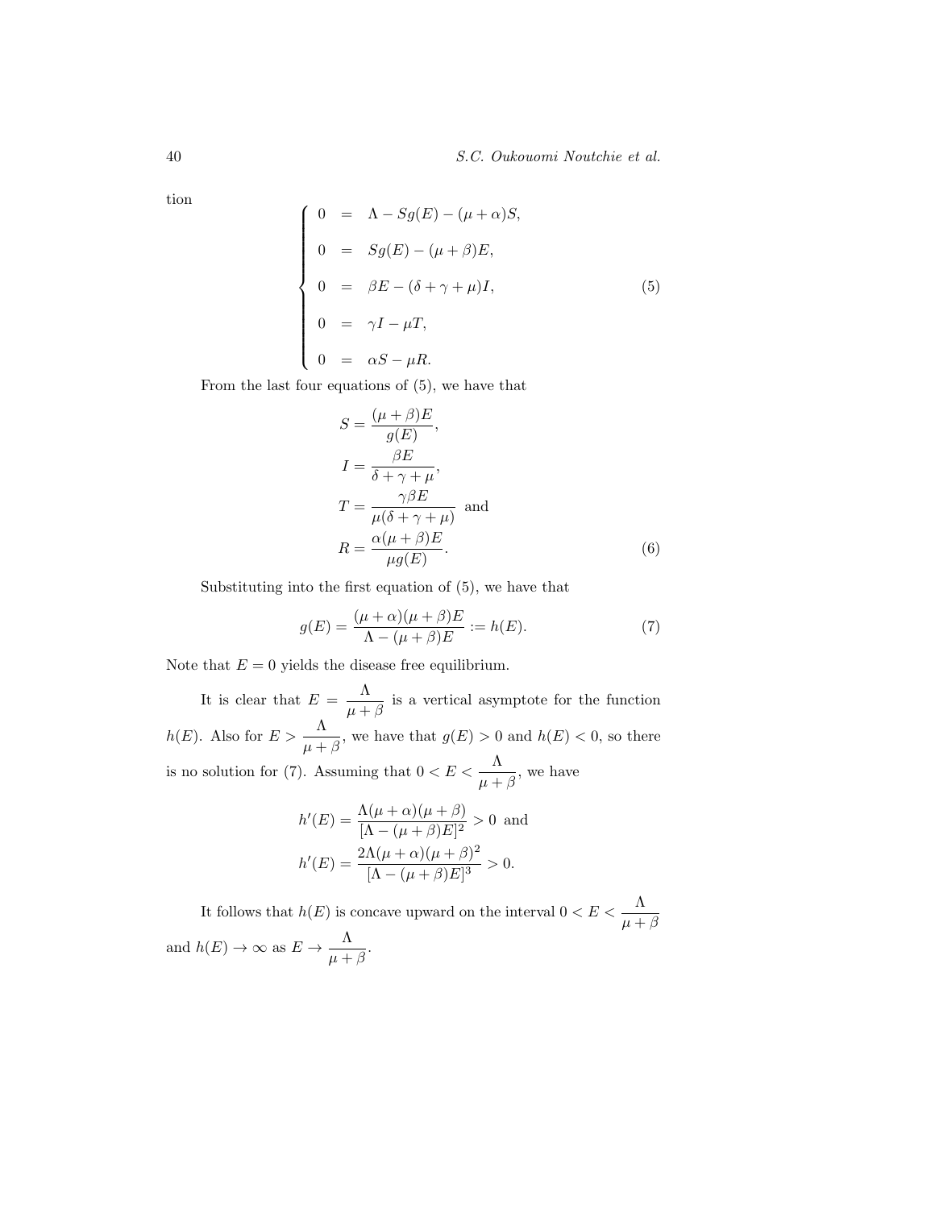tion

$$
\left\{
\begin{array}{lcl}
0 & = & \Lambda - Sg(E) - (\mu + \alpha)S, \\
0 & = & Sg(E) - (\mu + \beta)E, \\
0 & = & \beta E - (\delta + \gamma + \mu)I, \\
0 & = & \gamma I - \mu T, \\
0 & = & \alpha S - \mu R.
\end{array}
\right. \tag{5}
$$

From the last four equations of (5), we have that

$$
\begin{aligned}
S &= \frac{(\mu + \beta)E}{g(E)}, \\
I &= \frac{\beta E}{\delta + \gamma + \mu}, \\
T &= \frac{\gamma \beta E}{\mu(\delta + \gamma + \mu)} \text{ and} \\
R &= \frac{\alpha(\mu + \beta)E}{\mu g(E)}.
\end{aligned} \tag{6}
$$

Substituting into the first equation of (5), we have that

$$
g(E) = \frac{(\mu + \alpha)(\mu + \beta)E}{\Lambda - (\mu + \beta)E} := h(E). \tag{7}
$$

Note that $E = 0$ yields the disease free equilibrium.

It is clear that $E = \dfrac{\Lambda}{\mu + \beta}$ is a vertical asymptote for the function $h(E)$. Also for $E > \dfrac{\Lambda}{\mu + \beta}$, we have that $g(E) > 0$ and $h(E) < 0$, so there is no solution for (7). Assuming that $0 < E < \dfrac{\Lambda}{\mu + \beta}$, we have

$$
\begin{aligned}
h'(E) &= \frac{\Lambda(\mu + \alpha)(\mu + \beta)}{[\Lambda - (\mu + \beta)E]^2} > 0 \text{ and} \\
h'(E) &= \frac{2\Lambda(\mu + \alpha)(\mu + \beta)^2}{[\Lambda - (\mu + \beta)E]^3} > 0.
\end{aligned}
$$

It follows that $h(E)$ is concave upward on the interval $0 < E < \dfrac{\Lambda}{\mu + \beta}$ and $h(E) \to \infty$ as $E \to \dfrac{\Lambda}{\mu + \beta}$.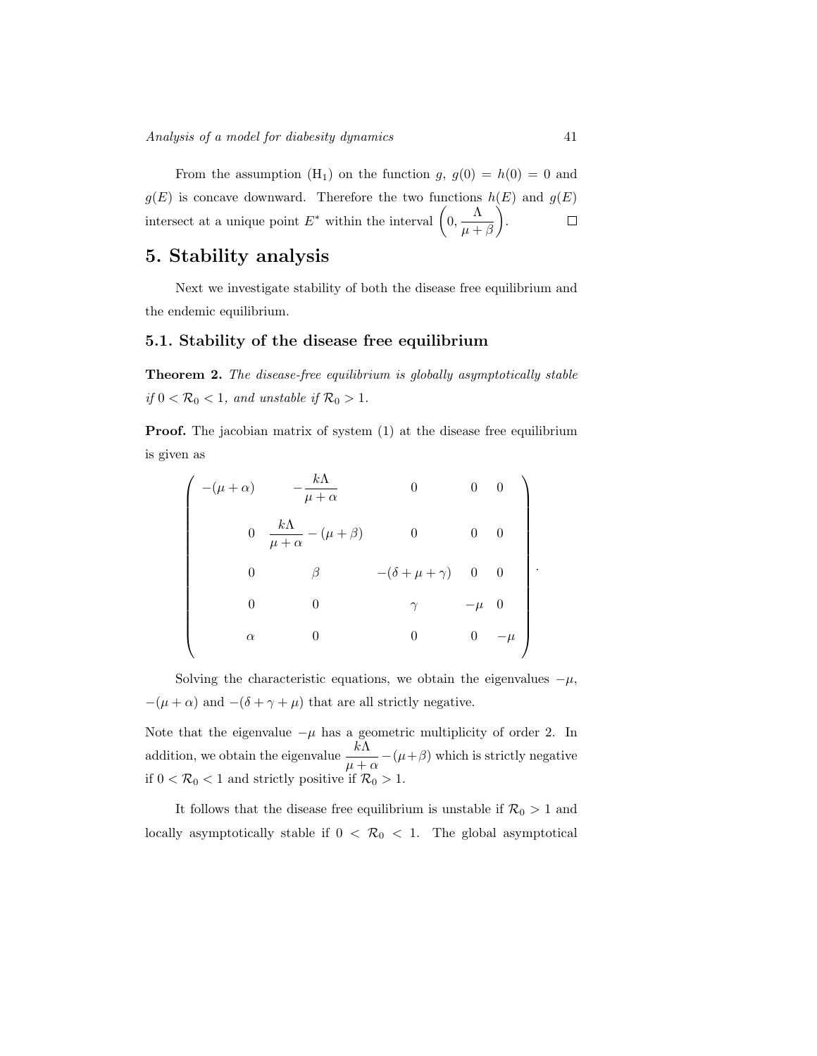From the assumption ($\mathrm{H}_1$) on the function $g$, $g(0) = h(0) = 0$ and $g(E)$ is concave downward. Therefore the two functions $h(E)$ and $g(E)$ intersect at a unique point $E^*$ within the interval $\left(0, \dfrac{\Lambda}{\mu+\beta}\right)$. $\square$

# 5. Stability analysis

Next we investigate stability of both the disease free equilibrium and the endemic equilibrium.

## 5.1. Stability of the disease free equilibrium

**Theorem 2.** *The disease-free equilibrium is globally asymptotically stable if $0 < \mathcal{R}_0 < 1$, and unstable if $\mathcal{R}_0 > 1$.*

**Proof.** The jacobian matrix of system (1) at the disease free equilibrium is given as

$$\begin{pmatrix} -(\mu+\alpha) & -\dfrac{k\Lambda}{\mu+\alpha} & 0 & 0 & 0 \\ 0 & \dfrac{k\Lambda}{\mu+\alpha} - (\mu+\beta) & 0 & 0 & 0 \\ 0 & \beta & -(\delta+\mu+\gamma) & 0 & 0 \\ 0 & 0 & \gamma & -\mu & 0 \\ \alpha & 0 & 0 & 0 & -\mu \end{pmatrix}.$$

Solving the characteristic equations, we obtain the eigenvalues $-\mu$, $-(\mu+\alpha)$ and $-(\delta+\gamma+\mu)$ that are all strictly negative.

Note that the eigenvalue $-\mu$ has a geometric multiplicity of order 2. In addition, we obtain the eigenvalue $\dfrac{k\Lambda}{\mu+\alpha} - (\mu+\beta)$ which is strictly negative if $0 < \mathcal{R}_0 < 1$ and strictly positive if $\mathcal{R}_0 > 1$.

It follows that the disease free equilibrium is unstable if $\mathcal{R}_0 > 1$ and locally asymptotically stable if $0 < \mathcal{R}_0 < 1$. The global asymptotical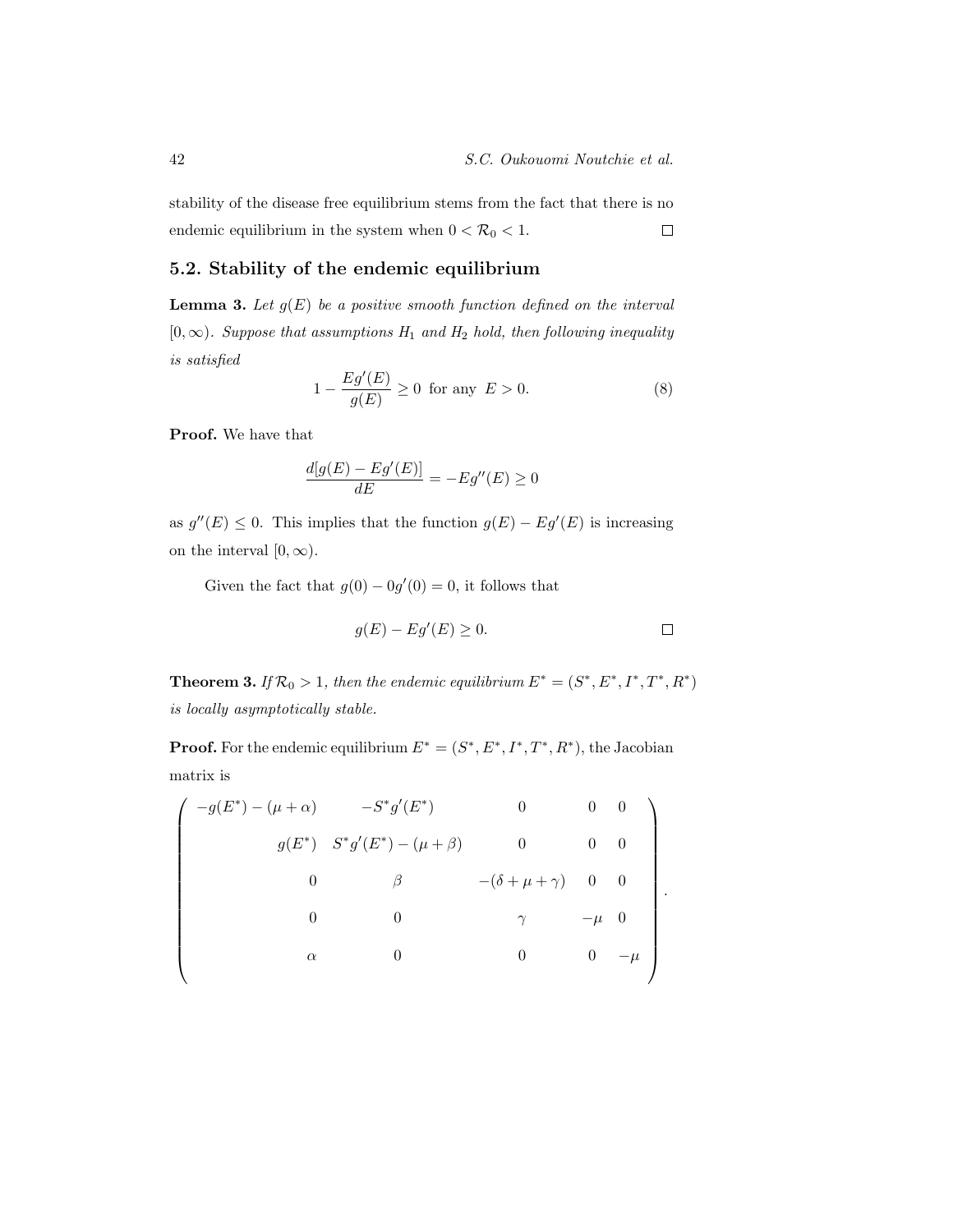stability of the disease free equilibrium stems from the fact that there is no endemic equilibrium in the system when $0 < \mathcal{R}_0 < 1$. $\square$

## 5.2. Stability of the endemic equilibrium

**Lemma 3.** *Let $g(E)$ be a positive smooth function defined on the interval $[0, \infty)$. Suppose that assumptions $H_1$ and $H_2$ hold, then following inequality is satisfied*

$$1 - \frac{Eg'(E)}{g(E)} \geq 0 \text{ for any } E > 0. \tag{8}$$

**Proof.** We have that

$$\frac{d[g(E) - Eg'(E)]}{dE} = -Eg''(E) \geq 0$$

as $g''(E) \leq 0$. This implies that the function $g(E) - Eg'(E)$ is increasing on the interval $[0, \infty)$.

Given the fact that $g(0) - 0g'(0) = 0$, it follows that

$$g(E) - Eg'(E) \geq 0. \qquad \square$$

**Theorem 3.** *If $\mathcal{R}_0 > 1$, then the endemic equilibrium $E^* = (S^*, E^*, I^*, T^*, R^*)$ is locally asymptotically stable.*

**Proof.** For the endemic equilibrium $E^* = (S^*, E^*, I^*, T^*, R^*)$, the Jacobian matrix is

$$\begin{pmatrix} -g(E^*) - (\mu + \alpha) & -S^* g'(E^*) & 0 & 0 & 0 \\ g(E^*) & S^* g'(E^*) - (\mu + \beta) & 0 & 0 & 0 \\ 0 & \beta & -(\delta + \mu + \gamma) & 0 & 0 \\ 0 & 0 & \gamma & -\mu & 0 \\ \alpha & 0 & 0 & 0 & -\mu \end{pmatrix}.$$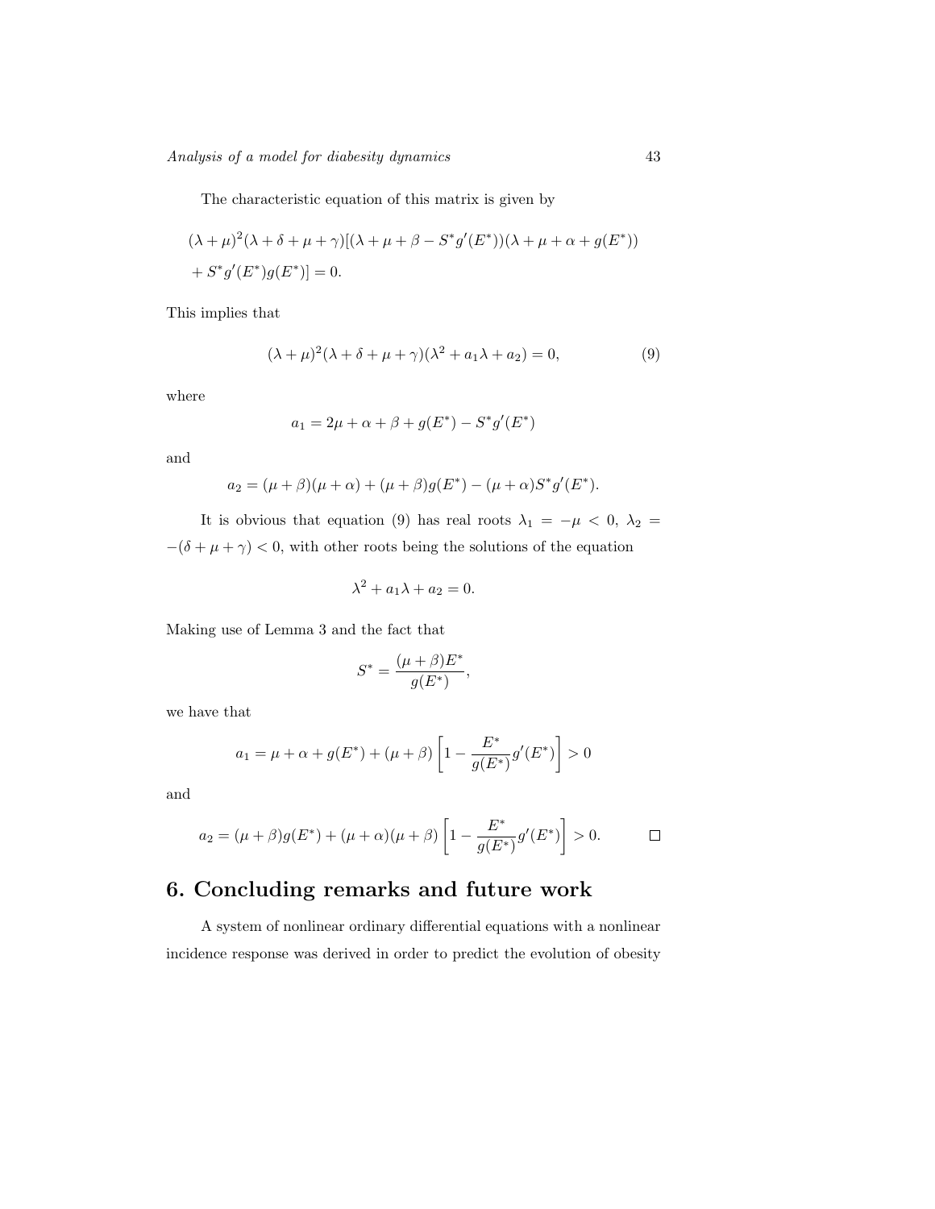The characteristic equation of this matrix is given by

$$(\lambda+\mu)^2(\lambda+\delta+\mu+\gamma)[(\lambda+\mu+\beta-S^*g'(E^*))(\lambda+\mu+\alpha+g(E^*)) \\ +S^*g'(E^*)g(E^*)]=0.$$

This implies that

$$(\lambda+\mu)^2(\lambda+\delta+\mu+\gamma)(\lambda^2+a_1\lambda+a_2)=0, \tag{9}$$

where

$$a_1 = 2\mu+\alpha+\beta+g(E^*)-S^*g'(E^*)$$

and

$$a_2 = (\mu+\beta)(\mu+\alpha)+(\mu+\beta)g(E^*)-(\mu+\alpha)S^*g'(E^*).$$

It is obvious that equation (9) has real roots $\lambda_1 = -\mu < 0$, $\lambda_2 = -(\delta+\mu+\gamma) < 0$, with other roots being the solutions of the equation

$$\lambda^2 + a_1\lambda + a_2 = 0.$$

Making use of Lemma 3 and the fact that

$$S^* = \frac{(\mu+\beta)E^*}{g(E^*)},$$

we have that

$$a_1 = \mu+\alpha+g(E^*)+(\mu+\beta)\left[1-\frac{E^*}{g(E^*)}g'(E^*)\right] > 0$$

and

$$a_2 = (\mu+\beta)g(E^*)+(\mu+\alpha)(\mu+\beta)\left[1-\frac{E^*}{g(E^*)}g'(E^*)\right] > 0. \qquad \square$$

## 6. Concluding remarks and future work

A system of nonlinear ordinary differential equations with a nonlinear incidence response was derived in order to predict the evolution of obesity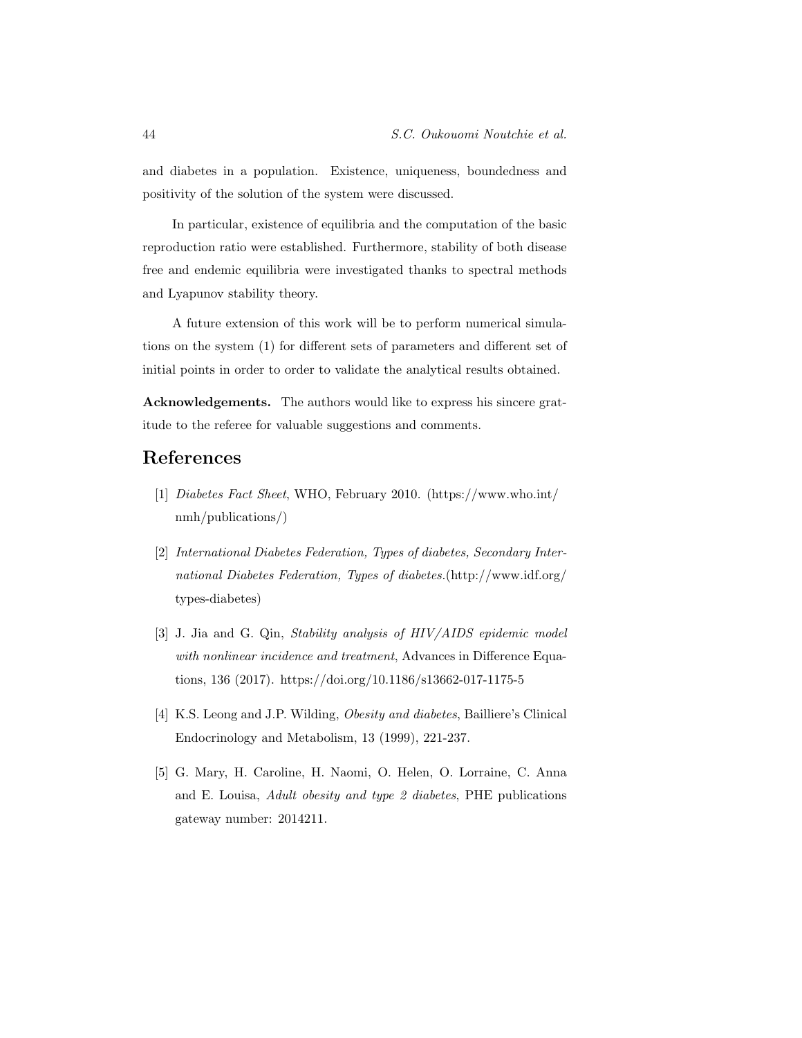and diabetes in a population. Existence, uniqueness, boundedness and positivity of the solution of the system were discussed.

In particular, existence of equilibria and the computation of the basic reproduction ratio were established. Furthermore, stability of both disease free and endemic equilibria were investigated thanks to spectral methods and Lyapunov stability theory.

A future extension of this work will be to perform numerical simulations on the system (1) for different sets of parameters and different set of initial points in order to order to validate the analytical results obtained.

**Acknowledgements.** The authors would like to express his sincere gratitude to the referee for valuable suggestions and comments.

## References

[1] *Diabetes Fact Sheet*, WHO, February 2010. (https://www.who.int/nmh/publications/)

[2] *International Diabetes Federation, Types of diabetes, Secondary International Diabetes Federation, Types of diabetes.*(http://www.idf.org/types-diabetes)

[3] J. Jia and G. Qin, *Stability analysis of HIV/AIDS epidemic model with nonlinear incidence and treatment*, Advances in Difference Equations, 136 (2017). https://doi.org/10.1186/s13662-017-1175-5

[4] K.S. Leong and J.P. Wilding, *Obesity and diabetes*, Bailliere's Clinical Endocrinology and Metabolism, 13 (1999), 221-237.

[5] G. Mary, H. Caroline, H. Naomi, O. Helen, O. Lorraine, C. Anna and E. Louisa, *Adult obesity and type 2 diabetes*, PHE publications gateway number: 2014211.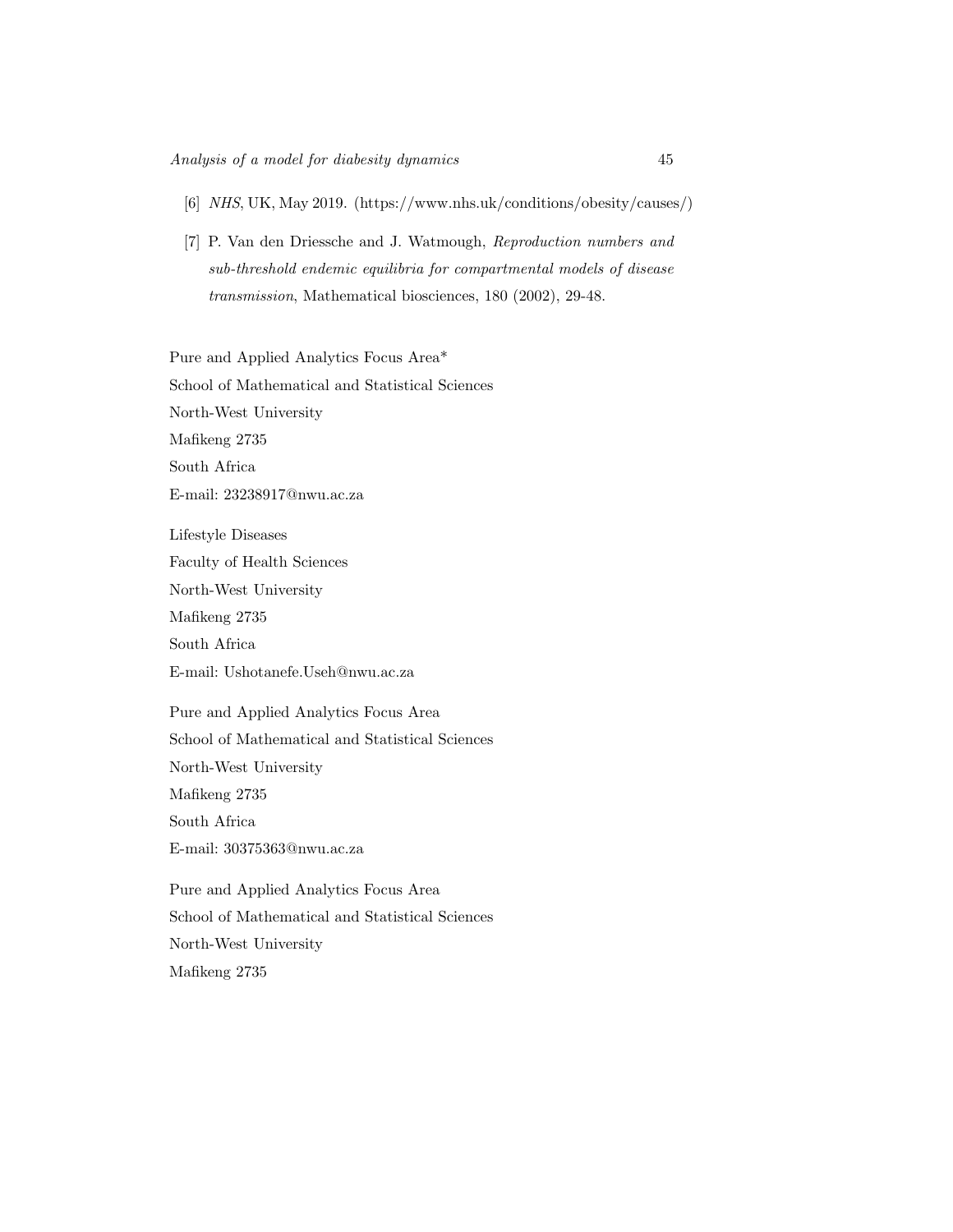[6] *NHS*, UK, May 2019. (https://www.nhs.uk/conditions/obesity/causes/)

[7] P. Van den Driessche and J. Watmough, *Reproduction numbers and sub-threshold endemic equilibria for compartmental models of disease transmission*, Mathematical biosciences, 180 (2002), 29-48.

Pure and Applied Analytics Focus Area*
School of Mathematical and Statistical Sciences
North-West University
Mafikeng 2735
South Africa
E-mail: 23238917@nwu.ac.za

Lifestyle Diseases
Faculty of Health Sciences
North-West University
Mafikeng 2735
South Africa
E-mail: Ushotanefe.Useh@nwu.ac.za

Pure and Applied Analytics Focus Area
School of Mathematical and Statistical Sciences
North-West University
Mafikeng 2735
South Africa
E-mail: 30375363@nwu.ac.za

Pure and Applied Analytics Focus Area
School of Mathematical and Statistical Sciences
North-West University
Mafikeng 2735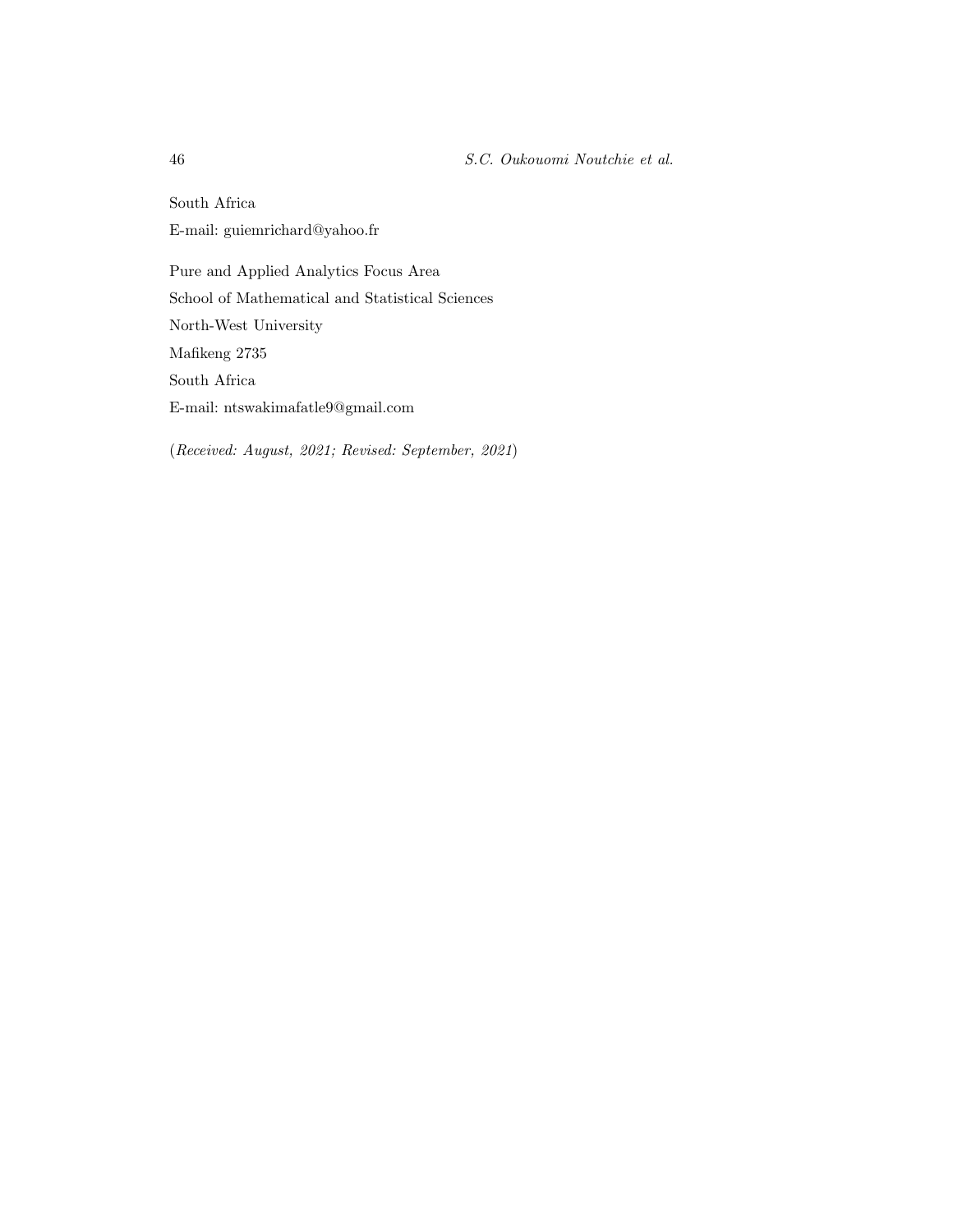South Africa

E-mail: guiemrichard@yahoo.fr

Pure and Applied Analytics Focus Area

School of Mathematical and Statistical Sciences

North-West University

Mafikeng 2735

South Africa

E-mail: ntswakimafatle9@gmail.com

(*Received: August, 2021; Revised: September, 2021*)